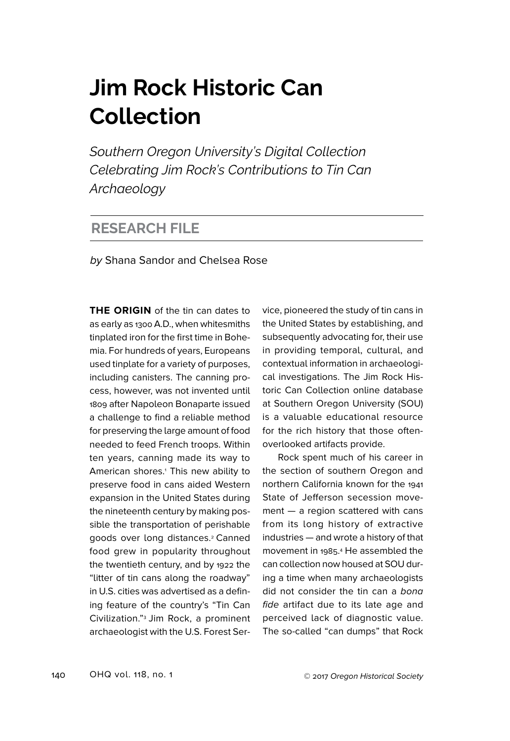# Jim Rock Historic Can Collection

*Southern Oregon University's Digital Collection Celebrating Jim Rock's Contributions to Tin Can Archaeology*

## RESEARCH FILE

*by* Shana Sandor and Chelsea Rose

**THE ORIGIN** of the tin can dates to as early as 1300 A.D., when whitesmiths tinplated iron for the first time in Bohemia. For hundreds of years, Europeans used tinplate for a variety of purposes, including canisters. The canning process, however, was not invented until 1809 after Napoleon Bonaparte issued a challenge to find a reliable method for preserving the large amount of food needed to feed French troops. Within ten years, canning made its way to American shores.[1] This new ability to preserve food in cans aided Western expansion in the United States during the nineteenth century by making possible the transportation of perishable goods over long distances.[2] Canned food grew in popularity throughout the twentieth century, and by 1922 the "litter of tin cans along the roadway" in U.S. cities was advertised as a defining feature of the country's "Tin Can Civilization."[3] Jim Rock, a prominent archaeologist with the U.S. Forest Service, pioneered the study of tin cans in the United States by establishing, and subsequently advocating for, their use in providing temporal, cultural, and contextual information in archaeological investigations. The Jim Rock Historic Can Collection online database at Southern Oregon University (SOU) is a valuable educational resource for the rich history that those often-overlooked artifacts provide.

Rock spent much of his career in the section of southern Oregon and northern California known for the 1941 State of Jefferson secession movement — a region scattered with cans from its long history of extractive industries — and wrote a history of that movement in 1985.[4] He assembled the can collection now housed at SOU during a time when many archaeologists did not consider the tin can a *bona fide* artifact due to its late age and perceived lack of diagnostic value. The so-called "can dumps" that Rock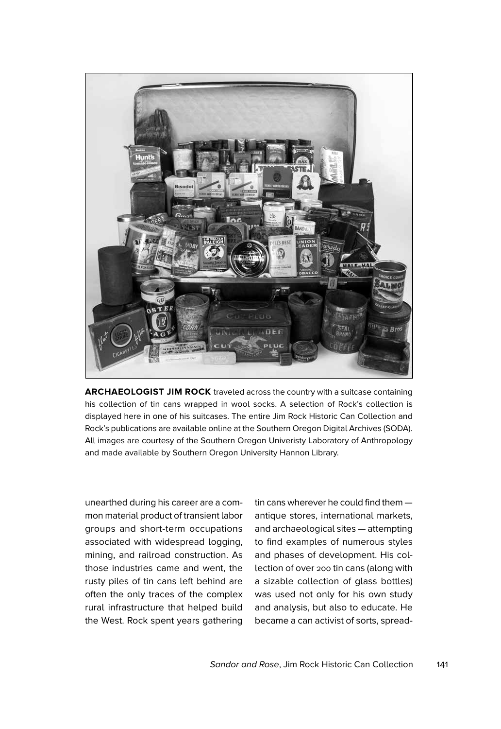**ARCHAEOLOGIST JIM ROCK** traveled across the country with a suitcase containing his collection of tin cans wrapped in wool socks. A selection of Rock's collection is displayed here in one of his suitcases. The entire Jim Rock Historic Can Collection and Rock's publications are available online at the Southern Oregon Digital Archives (SODA). All images are courtesy of the Southern Oregon Univeristy Laboratory of Anthropology and made available by Southern Oregon University Hannon Library.

unearthed during his career are a common material product of transient labor groups and short-term occupations associated with widespread logging, mining, and railroad construction. As those industries came and went, the rusty piles of tin cans left behind are often the only traces of the complex rural infrastructure that helped build the West. Rock spent years gathering tin cans wherever he could find them — antique stores, international markets, and archaeological sites — attempting to find examples of numerous styles and phases of development. His collection of over 200 tin cans (along with a sizable collection of glass bottles) was used not only for his own study and analysis, but also to educate. He became a can activist of sorts, spread-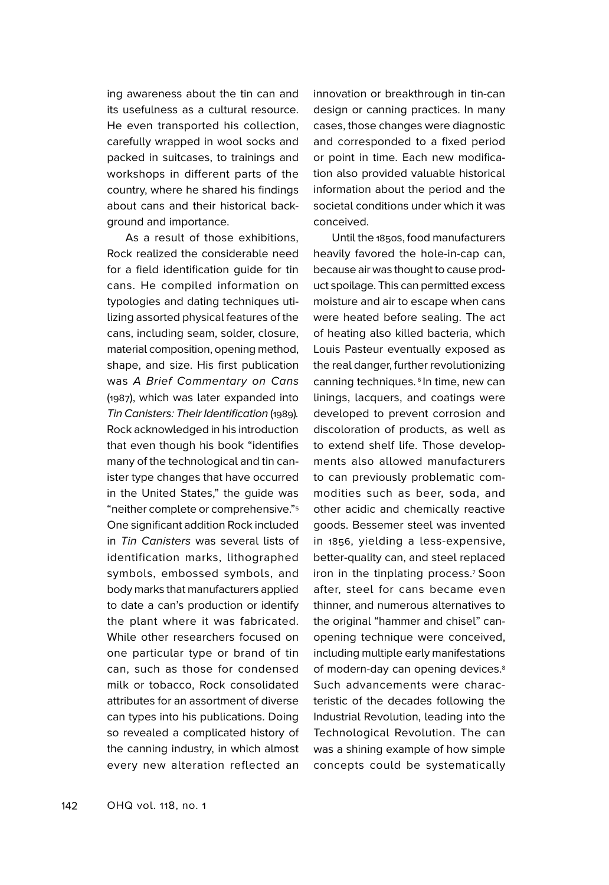ing awareness about the tin can and its usefulness as a cultural resource. He even transported his collection, carefully wrapped in wool socks and packed in suitcases, to trainings and workshops in different parts of the country, where he shared his findings about cans and their historical background and importance.

As a result of those exhibitions, Rock realized the considerable need for a field identification guide for tin cans. He compiled information on typologies and dating techniques utilizing assorted physical features of the cans, including seam, solder, closure, material composition, opening method, shape, and size. His first publication was *A Brief Commentary on Cans* (1987), which was later expanded into *Tin Canisters: Their Identification* (1989). Rock acknowledged in his introduction that even though his book "identifies many of the technological and tin canister type changes that have occurred in the United States," the guide was "neither complete or comprehensive."[5] One significant addition Rock included in *Tin Canisters* was several lists of identification marks, lithographed symbols, embossed symbols, and body marks that manufacturers applied to date a can's production or identify the plant where it was fabricated. While other researchers focused on one particular type or brand of tin can, such as those for condensed milk or tobacco, Rock consolidated attributes for an assortment of diverse can types into his publications. Doing so revealed a complicated history of the canning industry, in which almost every new alteration reflected an innovation or breakthrough in tin-can design or canning practices. In many cases, those changes were diagnostic and corresponded to a fixed period or point in time. Each new modification also provided valuable historical information about the period and the societal conditions under which it was conceived.

Until the 1850s, food manufacturers heavily favored the hole-in-cap can, because air was thought to cause product spoilage. This can permitted excess moisture and air to escape when cans were heated before sealing. The act of heating also killed bacteria, which Louis Pasteur eventually exposed as the real danger, further revolutionizing canning techniques.[6] In time, new can linings, lacquers, and coatings were developed to prevent corrosion and discoloration of products, as well as to extend shelf life. Those developments also allowed manufacturers to can previously problematic commodities such as beer, soda, and other acidic and chemically reactive goods. Bessemer steel was invented in 1856, yielding a less-expensive, better-quality can, and steel replaced iron in the tinplating process.[7] Soon after, steel for cans became even thinner, and numerous alternatives to the original "hammer and chisel" can-opening technique were conceived, including multiple early manifestations of modern-day can opening devices.[8] Such advancements were characteristic of the decades following the Industrial Revolution, leading into the Technological Revolution. The can was a shining example of how simple concepts could be systematically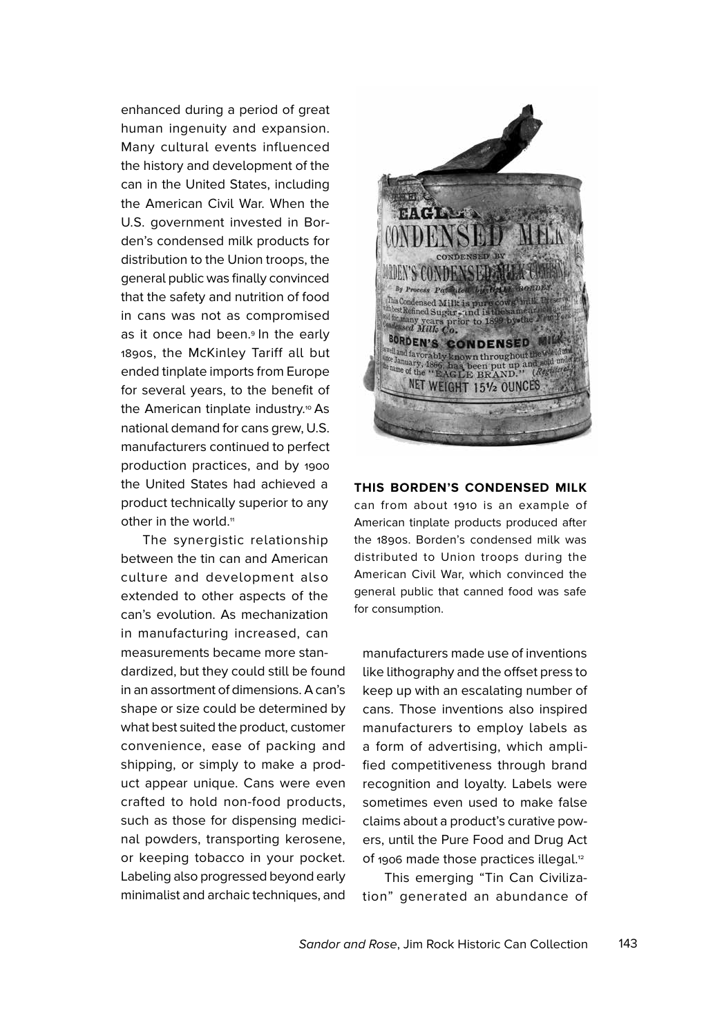enhanced during a period of great human ingenuity and expansion. Many cultural events influenced the history and development of the can in the United States, including the American Civil War. When the U.S. government invested in Borden's condensed milk products for distribution to the Union troops, the general public was finally convinced that the safety and nutrition of food in cans was not as compromised as it once had been.[9] In the early 1890s, the McKinley Tariff all but ended tinplate imports from Europe for several years, to the benefit of the American tinplate industry.[10] As national demand for cans grew, U.S. manufacturers continued to perfect production practices, and by 1900 the United States had achieved a product technically superior to any other in the world.[11]

**THIS BORDEN'S CONDENSED MILK** can from about 1910 is an example of American tinplate products produced after the 1890s. Borden's condensed milk was distributed to Union troops during the American Civil War, which convinced the general public that canned food was safe for consumption.

The synergistic relationship between the tin can and American culture and development also extended to other aspects of the can's evolution. As mechanization in manufacturing increased, can measurements became more standardized, but they could still be found in an assortment of dimensions. A can's shape or size could be determined by what best suited the product, customer convenience, ease of packing and shipping, or simply to make a product appear unique. Cans were even crafted to hold non-food products, such as those for dispensing medicinal powders, transporting kerosene, or keeping tobacco in your pocket. Labeling also progressed beyond early minimalist and archaic techniques, and manufacturers made use of inventions like lithography and the offset press to keep up with an escalating number of cans. Those inventions also inspired manufacturers to employ labels as a form of advertising, which amplified competitiveness through brand recognition and loyalty. Labels were sometimes even used to make false claims about a product's curative powers, until the Pure Food and Drug Act of 1906 made those practices illegal.[12]

This emerging "Tin Can Civilization" generated an abundance of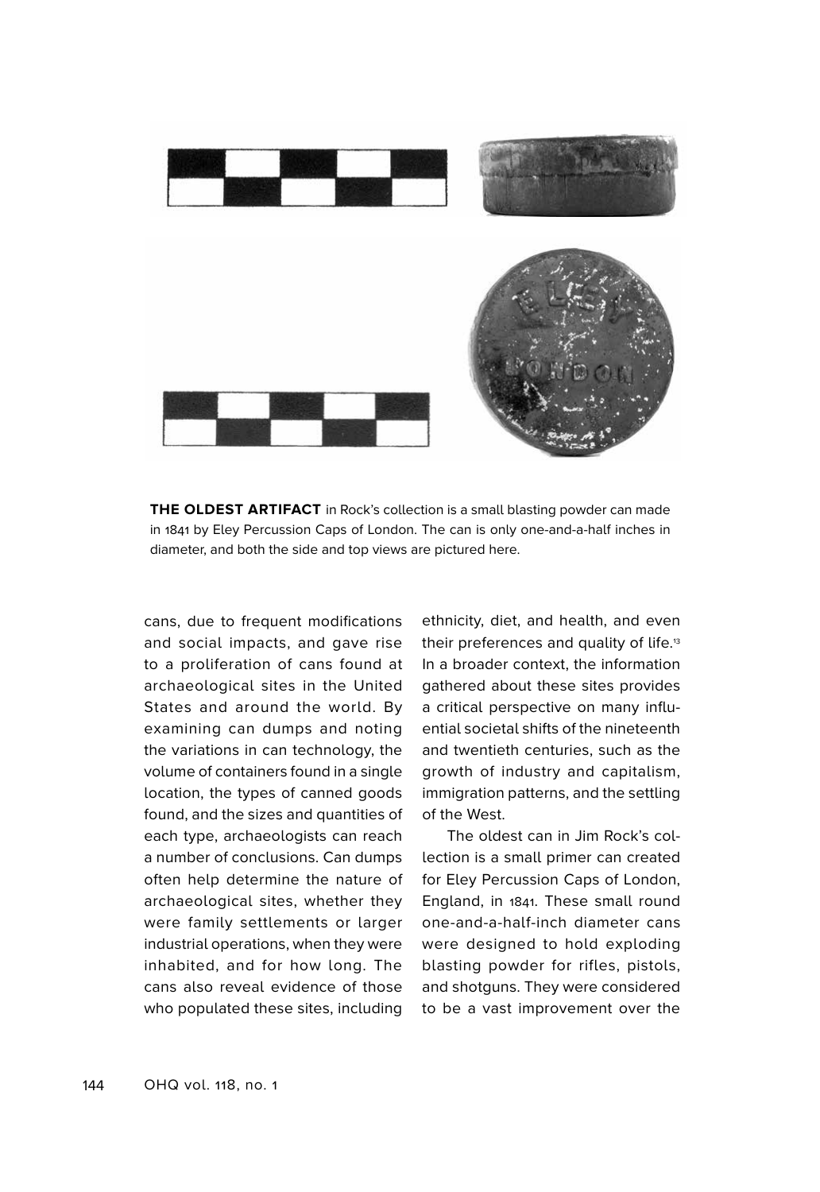**THE OLDEST ARTIFACT** in Rock's collection is a small blasting powder can made in 1841 by Eley Percussion Caps of London. The can is only one-and-a-half inches in diameter, and both the side and top views are pictured here.

cans, due to frequent modifications and social impacts, and gave rise to a proliferation of cans found at archaeological sites in the United States and around the world. By examining can dumps and noting the variations in can technology, the volume of containers found in a single location, the types of canned goods found, and the sizes and quantities of each type, archaeologists can reach a number of conclusions. Can dumps often help determine the nature of archaeological sites, whether they were family settlements or larger industrial operations, when they were inhabited, and for how long. The cans also reveal evidence of those who populated these sites, including ethnicity, diet, and health, and even their preferences and quality of life.[13] In a broader context, the information gathered about these sites provides a critical perspective on many influential societal shifts of the nineteenth and twentieth centuries, such as the growth of industry and capitalism, immigration patterns, and the settling of the West.

The oldest can in Jim Rock's collection is a small primer can created for Eley Percussion Caps of London, England, in 1841. These small round one-and-a-half-inch diameter cans were designed to hold exploding blasting powder for rifles, pistols, and shotguns. They were considered to be a vast improvement over the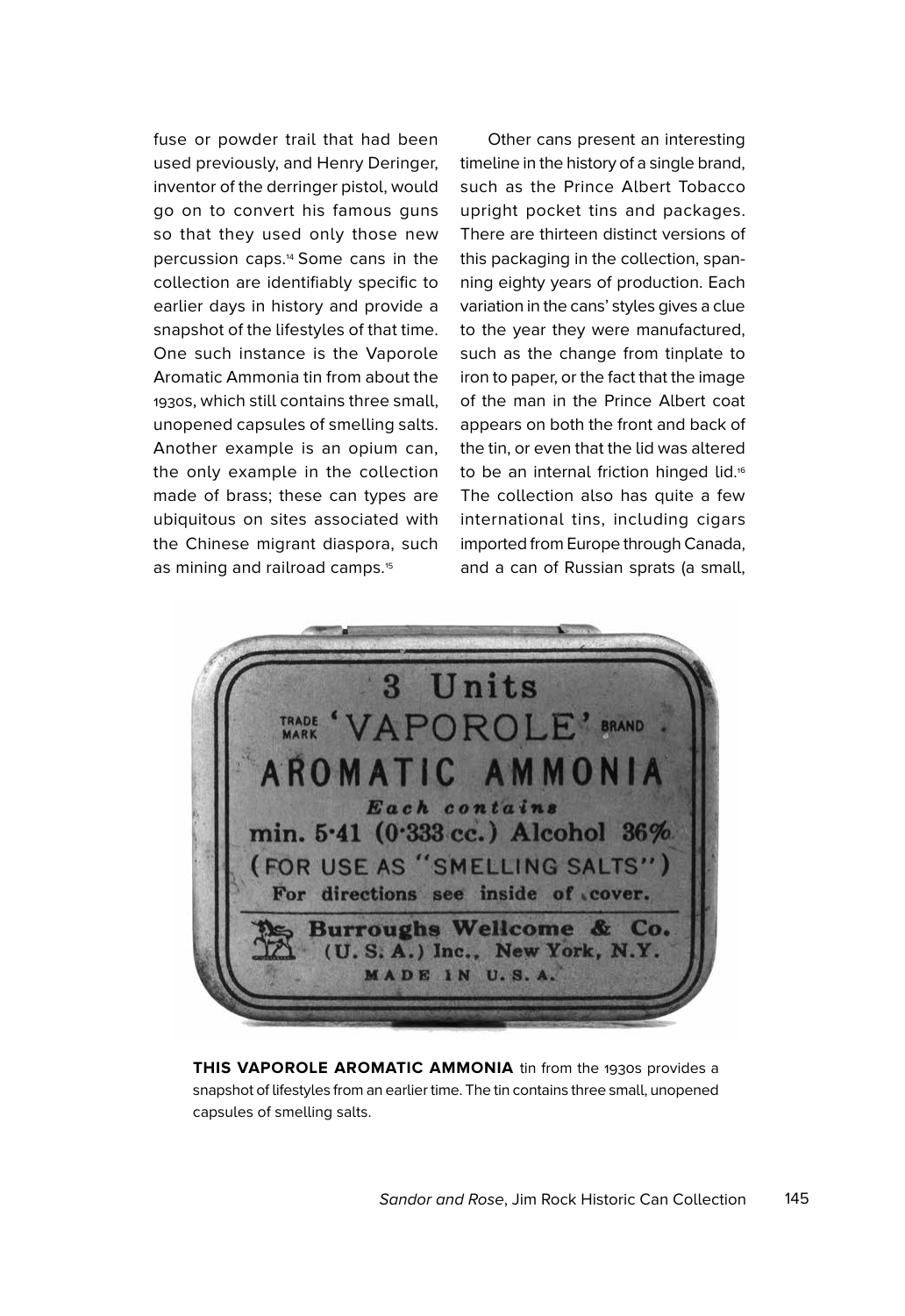fuse or powder trail that had been used previously, and Henry Deringer, inventor of the derringer pistol, would go on to convert his famous guns so that they used only those new percussion caps.[14] Some cans in the collection are identifiably specific to earlier days in history and provide a snapshot of the lifestyles of that time. One such instance is the Vaporole Aromatic Ammonia tin from about the 1930s, which still contains three small, unopened capsules of smelling salts. Another example is an opium can, the only example in the collection made of brass; these can types are ubiquitous on sites associated with the Chinese migrant diaspora, such as mining and railroad camps.[15]

Other cans present an interesting timeline in the history of a single brand, such as the Prince Albert Tobacco upright pocket tins and packages. There are thirteen distinct versions of this packaging in the collection, spanning eighty years of production. Each variation in the cans' styles gives a clue to the year they were manufactured, such as the change from tinplate to iron to paper, or the fact that the image of the man in the Prince Albert coat appears on both the front and back of the tin, or even that the lid was altered to be an internal friction hinged lid.[16] The collection also has quite a few international tins, including cigars imported from Europe through Canada, and a can of Russian sprats (a small,

**THIS VAPOROLE AROMATIC AMMONIA** tin from the 1930s provides a snapshot of lifestyles from an earlier time. The tin contains three small, unopened capsules of smelling salts.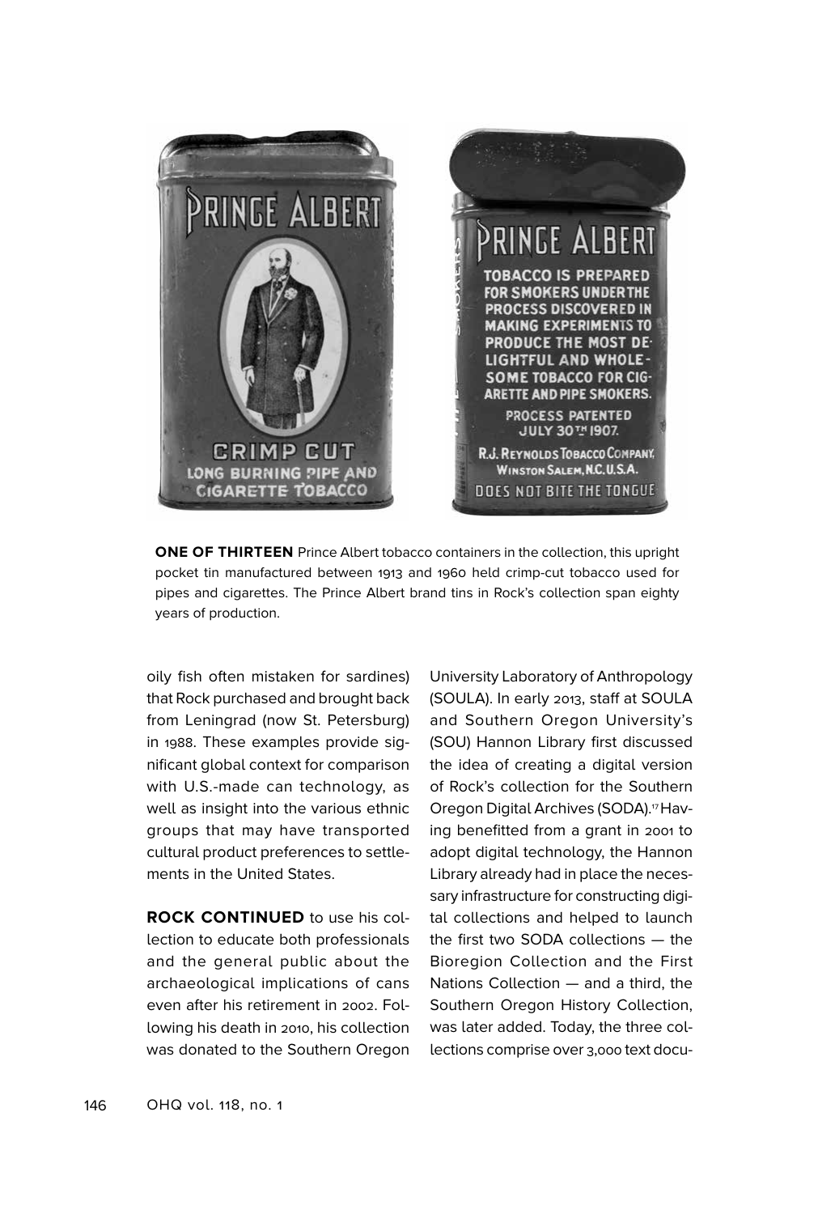**ONE OF THIRTEEN** Prince Albert tobacco containers in the collection, this upright pocket tin manufactured between 1913 and 1960 held crimp-cut tobacco used for pipes and cigarettes. The Prince Albert brand tins in Rock's collection span eighty years of production.

oily fish often mistaken for sardines) that Rock purchased and brought back from Leningrad (now St. Petersburg) in 1988. These examples provide significant global context for comparison with U.S.-made can technology, as well as insight into the various ethnic groups that may have transported cultural product preferences to settlements in the United States.

**ROCK CONTINUED** to use his collection to educate both professionals and the general public about the archaeological implications of cans even after his retirement in 2002. Following his death in 2010, his collection was donated to the Southern Oregon University Laboratory of Anthropology (SOULA). In early 2013, staff at SOULA and Southern Oregon University's (SOU) Hannon Library first discussed the idea of creating a digital version of Rock's collection for the Southern Oregon Digital Archives (SODA).[17] Having benefitted from a grant in 2001 to adopt digital technology, the Hannon Library already had in place the necessary infrastructure for constructing digital collections and helped to launch the first two SODA collections — the Bioregion Collection and the First Nations Collection — and a third, the Southern Oregon History Collection, was later added. Today, the three collections comprise over 3,000 text docu-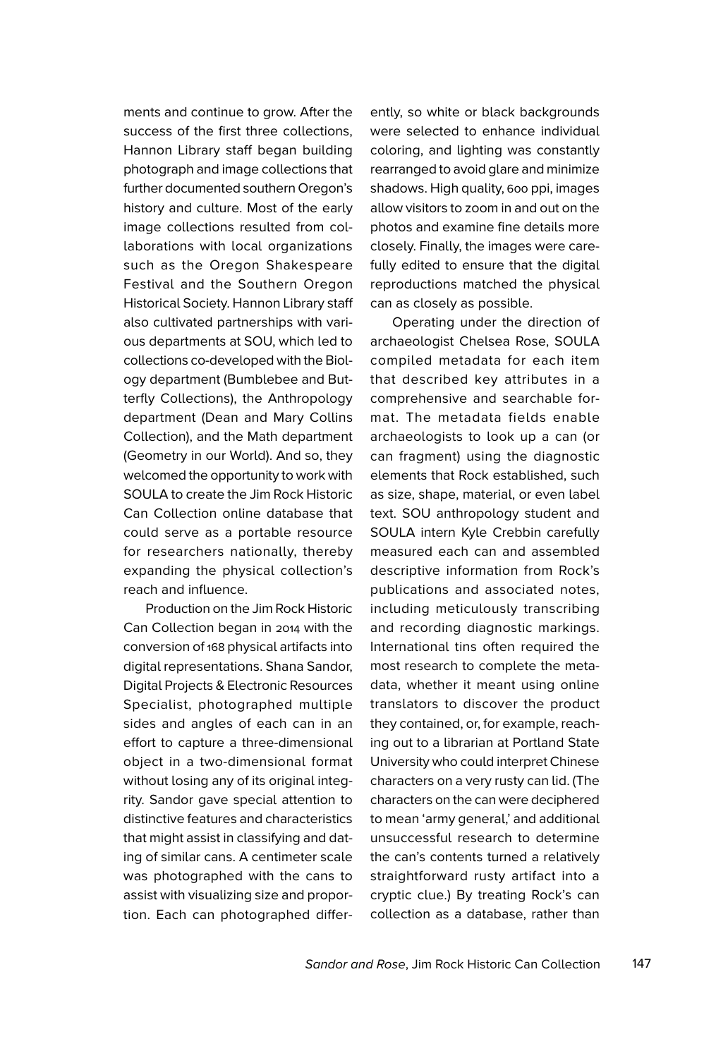ments and continue to grow. After the success of the first three collections, Hannon Library staff began building photograph and image collections that further documented southern Oregon's history and culture. Most of the early image collections resulted from collaborations with local organizations such as the Oregon Shakespeare Festival and the Southern Oregon Historical Society. Hannon Library staff also cultivated partnerships with various departments at SOU, which led to collections co-developed with the Biology department (Bumblebee and Butterfly Collections), the Anthropology department (Dean and Mary Collins Collection), and the Math department (Geometry in our World). And so, they welcomed the opportunity to work with SOULA to create the Jim Rock Historic Can Collection online database that could serve as a portable resource for researchers nationally, thereby expanding the physical collection's reach and influence.

Production on the Jim Rock Historic Can Collection began in 2014 with the conversion of 168 physical artifacts into digital representations. Shana Sandor, Digital Projects & Electronic Resources Specialist, photographed multiple sides and angles of each can in an effort to capture a three-dimensional object in a two-dimensional format without losing any of its original integrity. Sandor gave special attention to distinctive features and characteristics that might assist in classifying and dating of similar cans. A centimeter scale was photographed with the cans to assist with visualizing size and proportion. Each can photographed differently, so white or black backgrounds were selected to enhance individual coloring, and lighting was constantly rearranged to avoid glare and minimize shadows. High quality, 600 ppi, images allow visitors to zoom in and out on the photos and examine fine details more closely. Finally, the images were carefully edited to ensure that the digital reproductions matched the physical can as closely as possible.

Operating under the direction of archaeologist Chelsea Rose, SOULA compiled metadata for each item that described key attributes in a comprehensive and searchable format. The metadata fields enable archaeologists to look up a can (or can fragment) using the diagnostic elements that Rock established, such as size, shape, material, or even label text. SOU anthropology student and SOULA intern Kyle Crebbin carefully measured each can and assembled descriptive information from Rock's publications and associated notes, including meticulously transcribing and recording diagnostic markings. International tins often required the most research to complete the metadata, whether it meant using online translators to discover the product they contained, or, for example, reaching out to a librarian at Portland State University who could interpret Chinese characters on a very rusty can lid. (The characters on the can were deciphered to mean 'army general,' and additional unsuccessful research to determine the can's contents turned a relatively straightforward rusty artifact into a cryptic clue.) By treating Rock's can collection as a database, rather than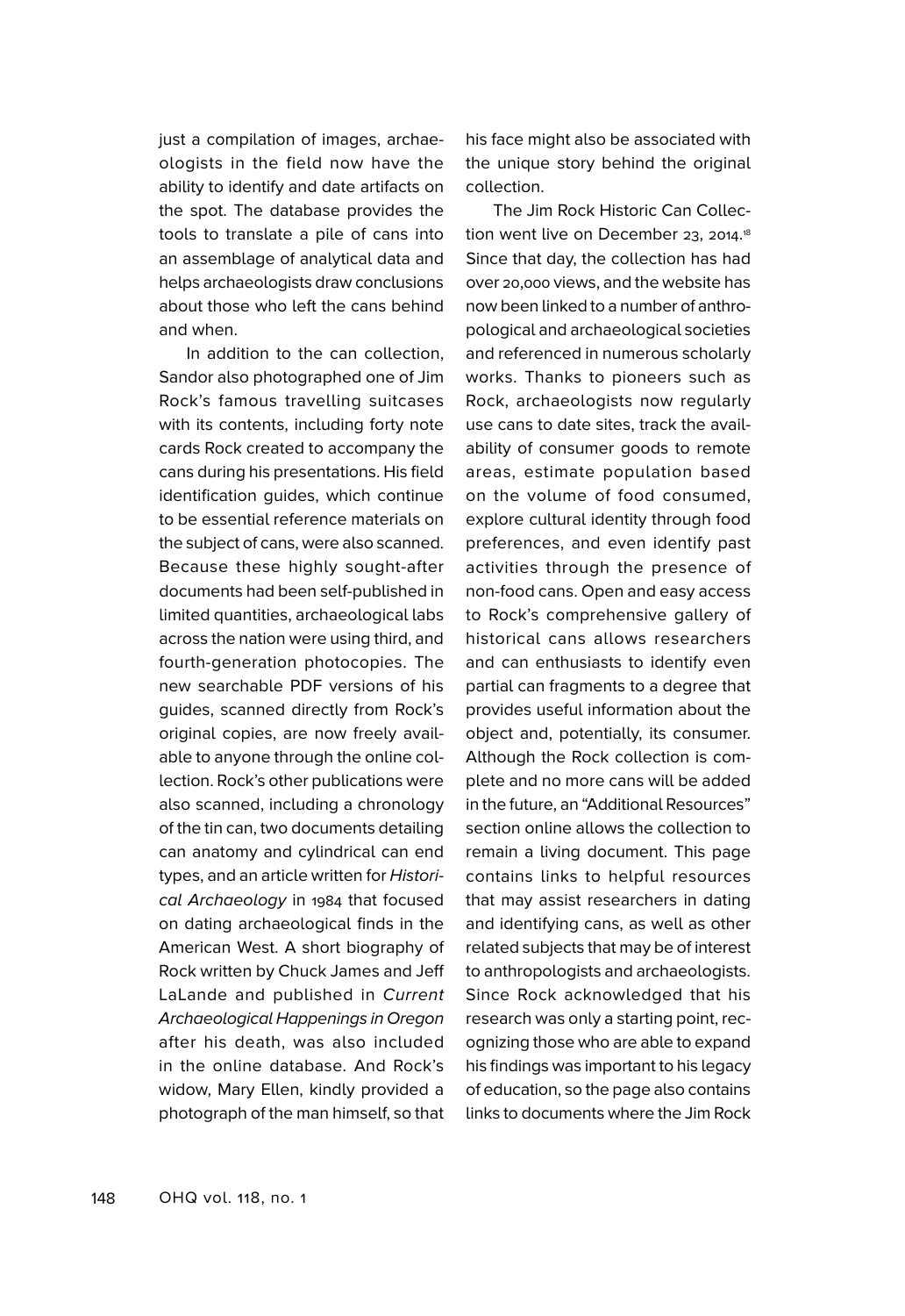just a compilation of images, archaeologists in the field now have the ability to identify and date artifacts on the spot. The database provides the tools to translate a pile of cans into an assemblage of analytical data and helps archaeologists draw conclusions about those who left the cans behind and when.

In addition to the can collection, Sandor also photographed one of Jim Rock's famous travelling suitcases with its contents, including forty note cards Rock created to accompany the cans during his presentations. His field identification guides, which continue to be essential reference materials on the subject of cans, were also scanned. Because these highly sought-after documents had been self-published in limited quantities, archaeological labs across the nation were using third, and fourth-generation photocopies. The new searchable PDF versions of his guides, scanned directly from Rock's original copies, are now freely available to anyone through the online collection. Rock's other publications were also scanned, including a chronology of the tin can, two documents detailing can anatomy and cylindrical can end types, and an article written for *Historical Archaeology* in 1984 that focused on dating archaeological finds in the American West. A short biography of Rock written by Chuck James and Jeff LaLande and published in *Current Archaeological Happenings in Oregon* after his death, was also included in the online database. And Rock's widow, Mary Ellen, kindly provided a photograph of the man himself, so that his face might also be associated with the unique story behind the original collection.

The Jim Rock Historic Can Collection went live on December 23, 2014.[18] Since that day, the collection has had over 20,000 views, and the website has now been linked to a number of anthropological and archaeological societies and referenced in numerous scholarly works. Thanks to pioneers such as Rock, archaeologists now regularly use cans to date sites, track the availability of consumer goods to remote areas, estimate population based on the volume of food consumed, explore cultural identity through food preferences, and even identify past activities through the presence of non-food cans. Open and easy access to Rock's comprehensive gallery of historical cans allows researchers and can enthusiasts to identify even partial can fragments to a degree that provides useful information about the object and, potentially, its consumer. Although the Rock collection is complete and no more cans will be added in the future, an "Additional Resources" section online allows the collection to remain a living document. This page contains links to helpful resources that may assist researchers in dating and identifying cans, as well as other related subjects that may be of interest to anthropologists and archaeologists. Since Rock acknowledged that his research was only a starting point, recognizing those who are able to expand his findings was important to his legacy of education, so the page also contains links to documents where the Jim Rock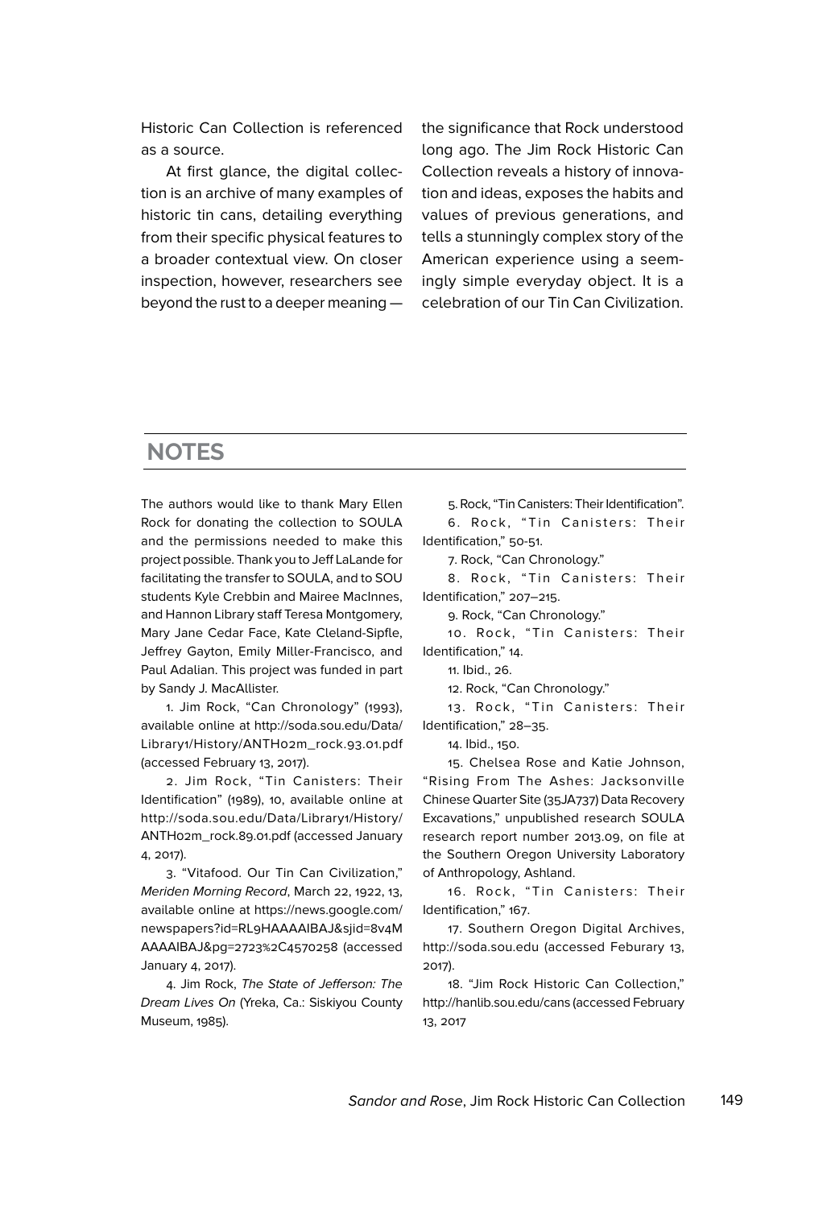Historic Can Collection is referenced as a source.

At first glance, the digital collection is an archive of many examples of historic tin cans, detailing everything from their specific physical features to a broader contextual view. On closer inspection, however, researchers see beyond the rust to a deeper meaning — the significance that Rock understood long ago. The Jim Rock Historic Can Collection reveals a history of innovation and ideas, exposes the habits and values of previous generations, and tells a stunningly complex story of the American experience using a seemingly simple everyday object. It is a celebration of our Tin Can Civilization.

## NOTES

The authors would like to thank Mary Ellen Rock for donating the collection to SOULA and the permissions needed to make this project possible. Thank you to Jeff LaLande for facilitating the transfer to SOULA, and to SOU students Kyle Crebbin and Mairee MacInnes, and Hannon Library staff Teresa Montgomery, Mary Jane Cedar Face, Kate Cleland-Sipfle, Jeffrey Gayton, Emily Miller-Francisco, and Paul Adalian. This project was funded in part by Sandy J. MacAllister.

1. Jim Rock, "Can Chronology" (1993), available online at http://soda.sou.edu/Data/Library1/History/ANTH02m_rock.93.01.pdf (accessed February 13, 2017).

2. Jim Rock, "Tin Canisters: Their Identification" (1989), 10, available online at http://soda.sou.edu/Data/Library1/History/ANTH02m_rock.89.01.pdf (accessed January 4, 2017).

3. "Vitafood. Our Tin Can Civilization," *Meriden Morning Record*, March 22, 1922, 13, available online at https://news.google.com/newspapers?id=RL9HAAAAIBAJ&sjid=8v4MAAAAIBAJ&pg=2723%2C4570258 (accessed January 4, 2017).

4. Jim Rock, *The State of Jefferson: The Dream Lives On* (Yreka, Ca.: Siskiyou County Museum, 1985).

5. Rock, "Tin Canisters: Their Identification".

6. Rock, "Tin Canisters: Their Identification," 50-51.

7. Rock, "Can Chronology."

8. Rock, "Tin Canisters: Their Identification," 207–215.

9. Rock, "Can Chronology."

10. Rock, "Tin Canisters: Their Identification," 14.

11. Ibid., 26.

12. Rock, "Can Chronology."

13. Rock, "Tin Canisters: Their Identification," 28–35.

14. Ibid., 150.

15. Chelsea Rose and Katie Johnson, "Rising From The Ashes: Jacksonville Chinese Quarter Site (35JA737) Data Recovery Excavations," unpublished research SOULA research report number 2013.09, on file at the Southern Oregon University Laboratory of Anthropology, Ashland.

16. Rock, "Tin Canisters: Their Identification," 167.

17. Southern Oregon Digital Archives, http://soda.sou.edu (accessed Feburary 13, 2017).

18. "Jim Rock Historic Can Collection," http://hanlib.sou.edu/cans (accessed February 13, 2017